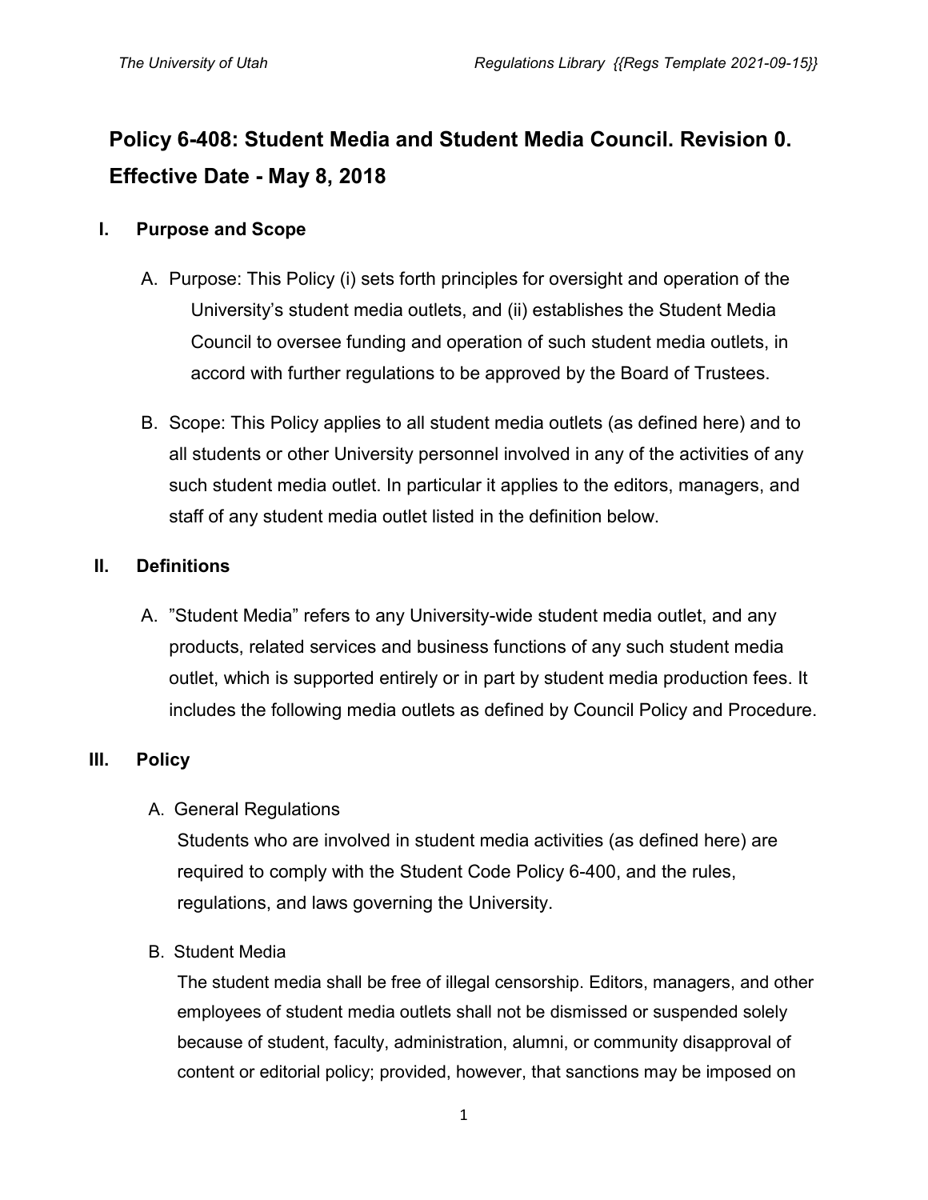# Policy 6-408: Student Media and Student Media Council. Revision 0. Effective Date - May 8, 2018

## I. Purpose and Scope

A. Purpose: This Policy (i) sets forth principles for oversight and operation of the University's student media outlets, and (ii) establishes the Student Media Council to oversee funding and operation of such student media outlets, in accord with further regulations to be approved by the Board of Trustees.

B. Scope: This Policy applies to all student media outlets (as defined here) and to all students or other University personnel involved in any of the activities of any such student media outlet. In particular it applies to the editors, managers, and staff of any student media outlet listed in the definition below.

## II. Definitions

A. "Student Media" refers to any University-wide student media outlet, and any products, related services and business functions of any such student media outlet, which is supported entirely or in part by student media production fees. It includes the following media outlets as defined by Council Policy and Procedure.

## III. Policy

A. General Regulations

Students who are involved in student media activities (as defined here) are required to comply with the Student Code Policy 6-400, and the rules, regulations, and laws governing the University.

B. Student Media

The student media shall be free of illegal censorship. Editors, managers, and other employees of student media outlets shall not be dismissed or suspended solely because of student, faculty, administration, alumni, or community disapproval of content or editorial policy; provided, however, that sanctions may be imposed on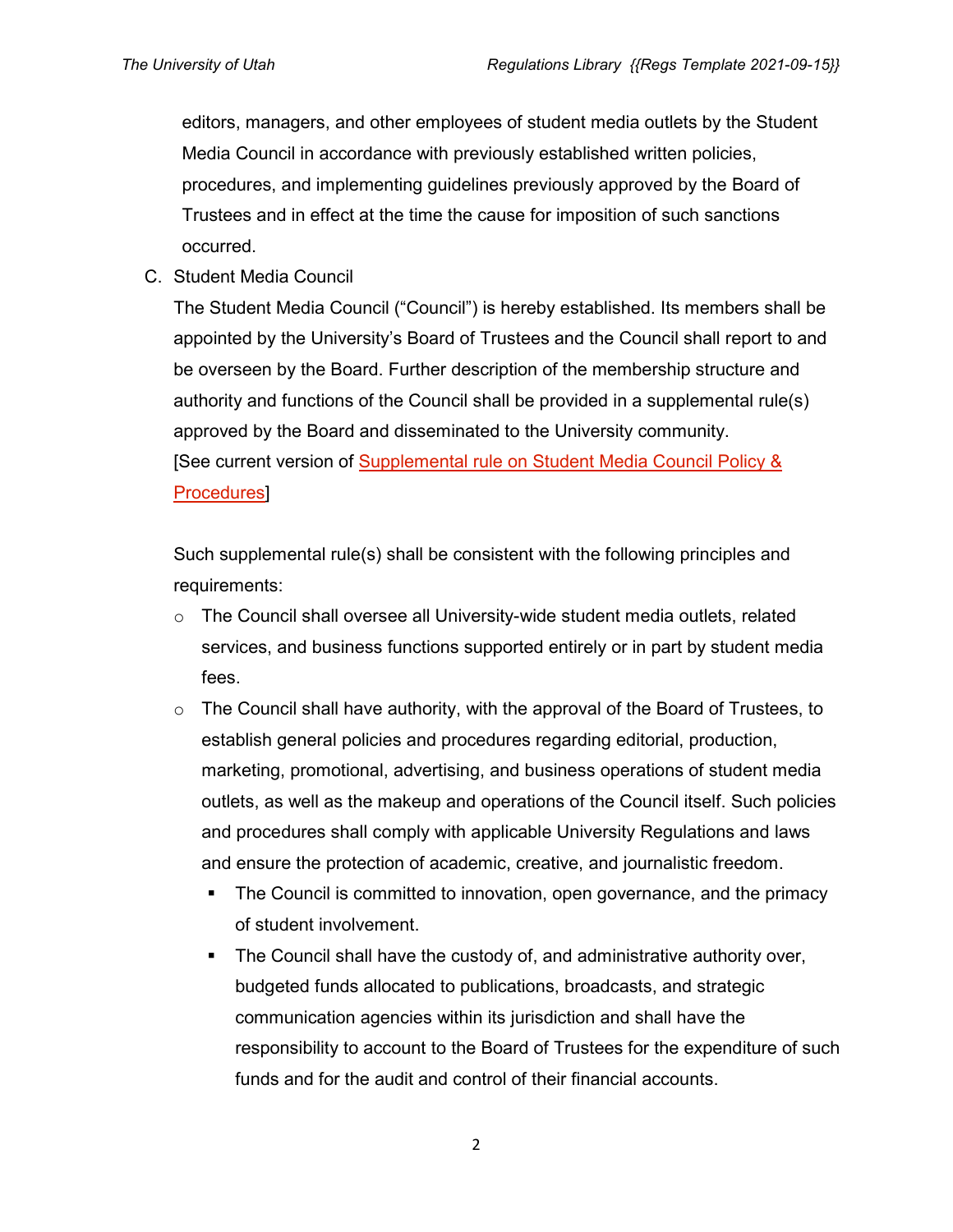editors, managers, and other employees of student media outlets by the Student Media Council in accordance with previously established written policies, procedures, and implementing guidelines previously approved by the Board of Trustees and in effect at the time the cause for imposition of such sanctions occurred.

C. Student Media Council

   The Student Media Council ("Council") is hereby established. Its members shall be appointed by the University's Board of Trustees and the Council shall report to and be overseen by the Board. Further description of the membership structure and authority and functions of the Council shall be provided in a supplemental rule(s) approved by the Board and disseminated to the University community. [See current version of Supplemental rule on Student Media Council Policy & Procedures]

   Such supplemental rule(s) shall be consistent with the following principles and requirements:

   - The Council shall oversee all University-wide student media outlets, related services, and business functions supported entirely or in part by student media fees.
   - The Council shall have authority, with the approval of the Board of Trustees, to establish general policies and procedures regarding editorial, production, marketing, promotional, advertising, and business operations of student media outlets, as well as the makeup and operations of the Council itself. Such policies and procedures shall comply with applicable University Regulations and laws and ensure the protection of academic, creative, and journalistic freedom.
     - The Council is committed to innovation, open governance, and the primacy of student involvement.
     - The Council shall have the custody of, and administrative authority over, budgeted funds allocated to publications, broadcasts, and strategic communication agencies within its jurisdiction and shall have the responsibility to account to the Board of Trustees for the expenditure of such funds and for the audit and control of their financial accounts.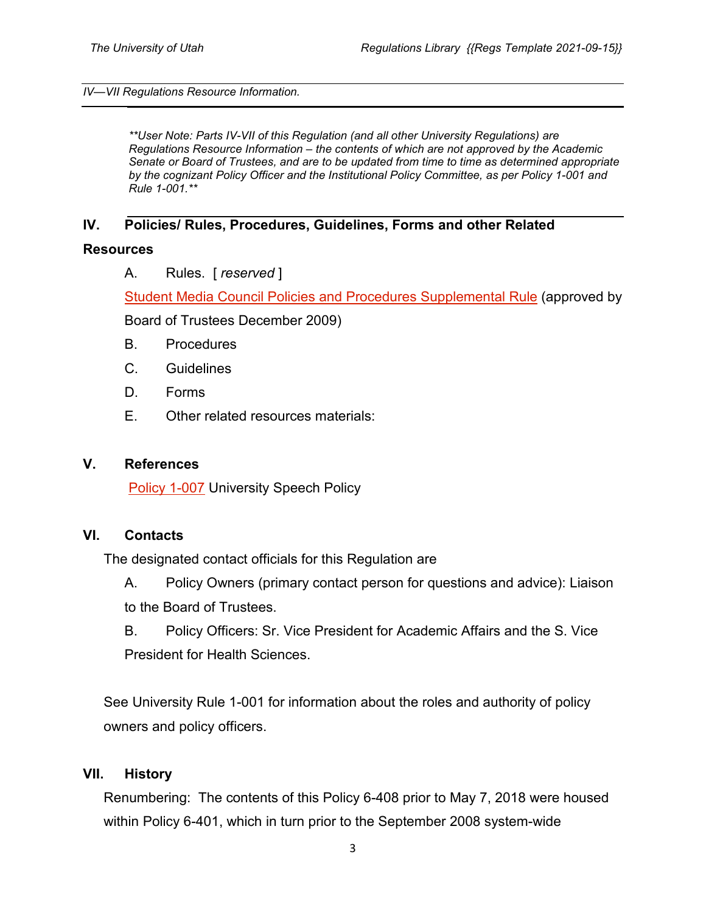*IV—VII Regulations Resource Information.*

*\*\*User Note: Parts IV-VII of this Regulation (and all other University Regulations) are Regulations Resource Information – the contents of which are not approved by the Academic Senate or Board of Trustees, and are to be updated from time to time as determined appropriate by the cognizant Policy Officer and the Institutional Policy Committee, as per Policy 1-001 and Rule 1-001.\*\**

## IV. Policies/ Rules, Procedures, Guidelines, Forms and other Related Resources

A. Rules. [ *reserved* ]

Student Media Council Policies and Procedures Supplemental Rule (approved by Board of Trustees December 2009)

B. Procedures

C. Guidelines

D. Forms

E. Other related resources materials:

## V. References

Policy 1-007 University Speech Policy

## VI. Contacts

The designated contact officials for this Regulation are

A. Policy Owners (primary contact person for questions and advice): Liaison to the Board of Trustees.

B. Policy Officers: Sr. Vice President for Academic Affairs and the S. Vice President for Health Sciences.

See University Rule 1-001 for information about the roles and authority of policy owners and policy officers.

## VII. History

Renumbering: The contents of this Policy 6-408 prior to May 7, 2018 were housed within Policy 6-401, which in turn prior to the September 2008 system-wide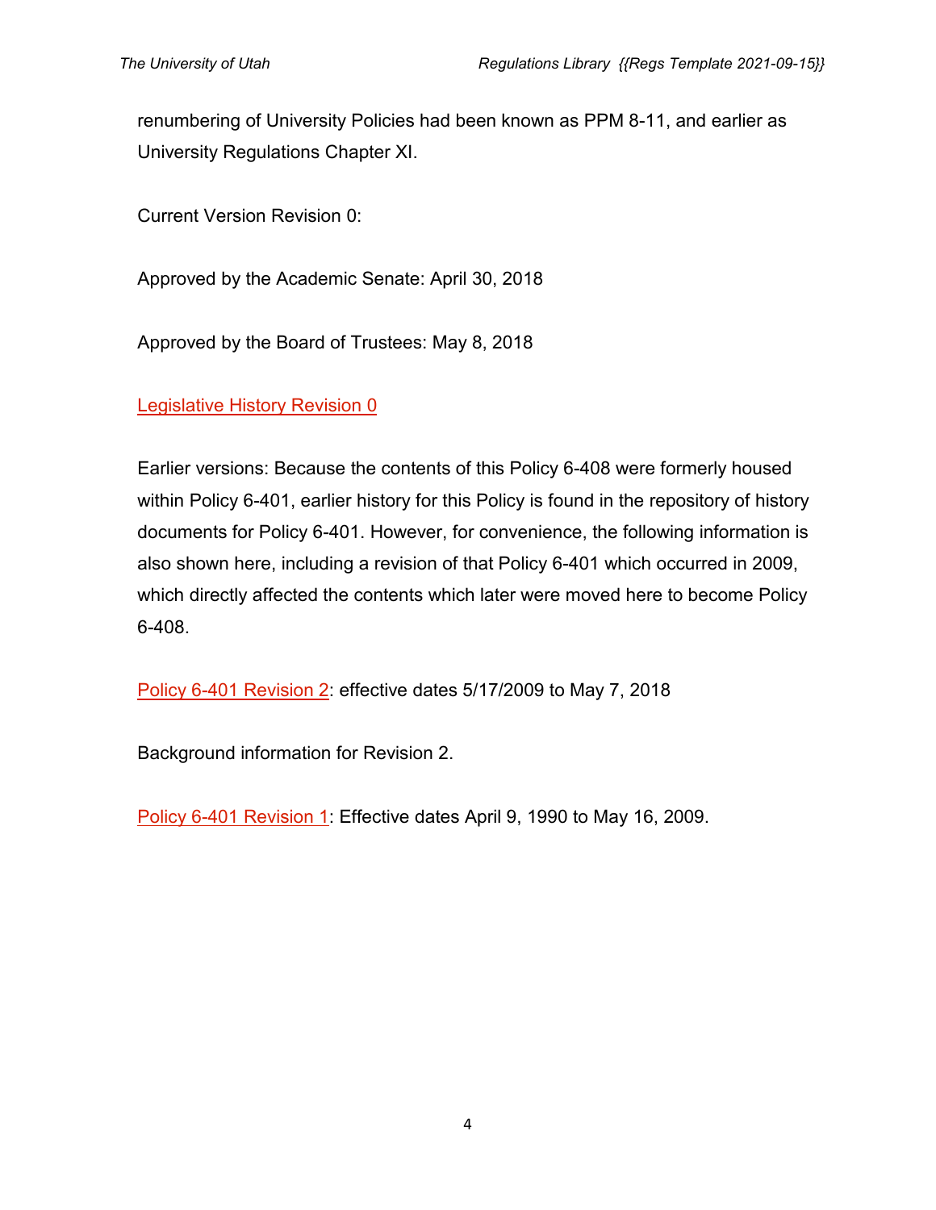renumbering of University Policies had been known as PPM 8-11, and earlier as University Regulations Chapter XI.

Current Version Revision 0:

Approved by the Academic Senate: April 30, 2018

Approved by the Board of Trustees: May 8, 2018

Legislative History Revision 0

Earlier versions: Because the contents of this Policy 6-408 were formerly housed within Policy 6-401, earlier history for this Policy is found in the repository of history documents for Policy 6-401. However, for convenience, the following information is also shown here, including a revision of that Policy 6-401 which occurred in 2009, which directly affected the contents which later were moved here to become Policy 6-408.

Policy 6-401 Revision 2: effective dates 5/17/2009 to May 7, 2018

Background information for Revision 2.

Policy 6-401 Revision 1: Effective dates April 9, 1990 to May 16, 2009.